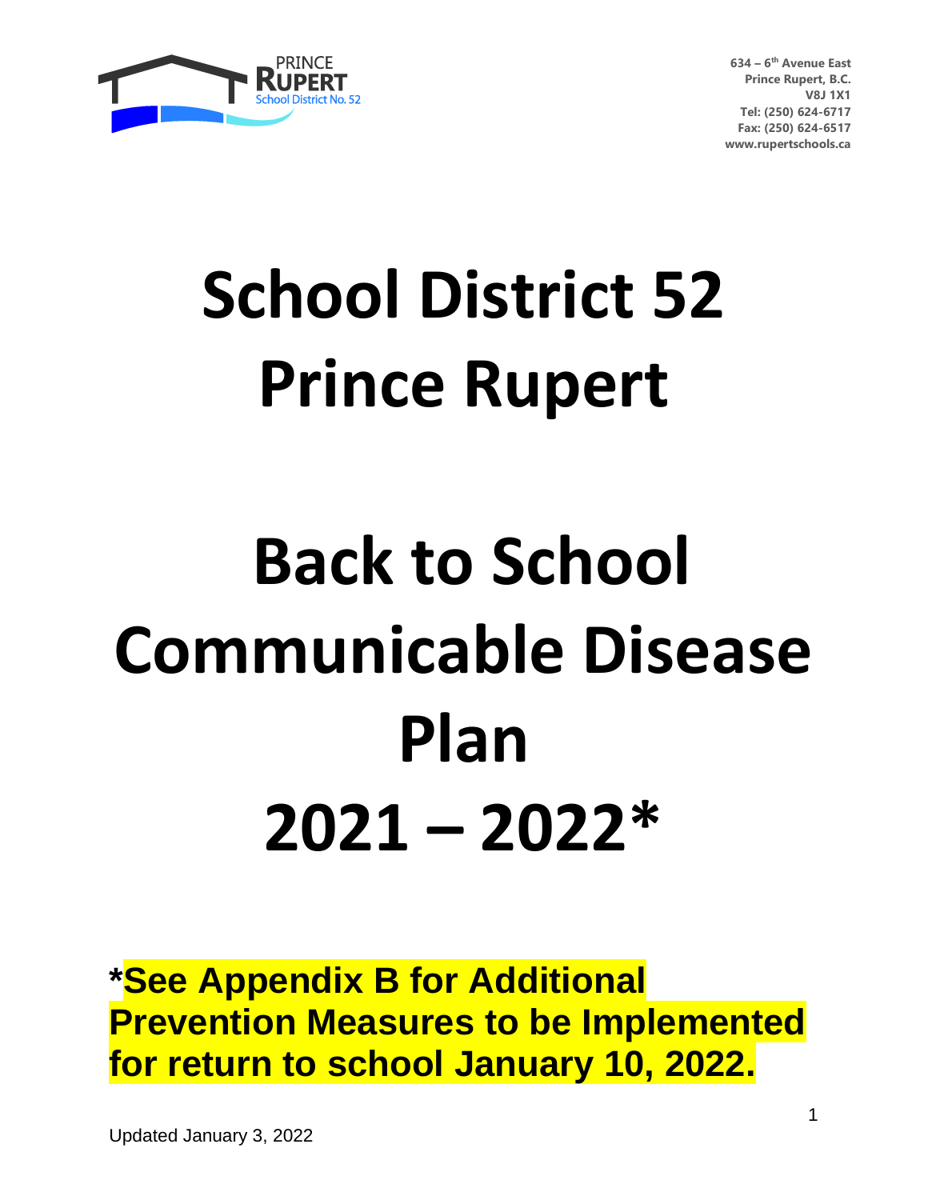PRINCE RUPERT
School District No. 52

634 – 6th Avenue East
Prince Rupert, B.C.
V8J 1X1
Tel: (250) 624-6717
Fax: (250) 624-6517
www.rupertschools.ca

# School District 52 Prince Rupert

# Back to School Communicable Disease Plan 2021 – 2022*

**\*See Appendix B for Additional Prevention Measures to be Implemented for return to school January 10, 2022.**

Updated January 3, 2022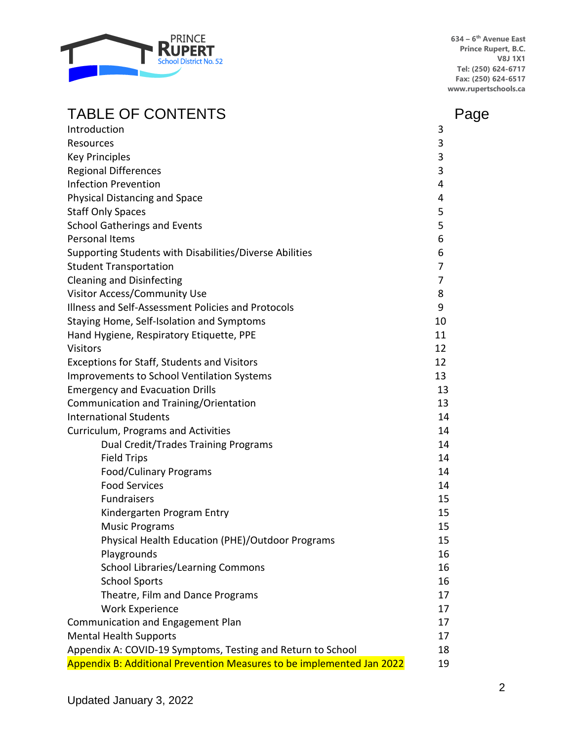PRINCE RUPERT School District No. 52

634 – 6th Avenue East
Prince Rupert, B.C.
V8J 1X1
Tel: (250) 624-6717
Fax: (250) 624-6517
www.rupertschools.ca

# TABLE OF CONTENTS

| | Page |
|---|---|
| Introduction | 3 |
| Resources | 3 |
| Key Principles | 3 |
| Regional Differences | 3 |
| Infection Prevention | 4 |
| Physical Distancing and Space | 4 |
| Staff Only Spaces | 5 |
| School Gatherings and Events | 5 |
| Personal Items | 6 |
| Supporting Students with Disabilities/Diverse Abilities | 6 |
| Student Transportation | 7 |
| Cleaning and Disinfecting | 7 |
| Visitor Access/Community Use | 8 |
| Illness and Self-Assessment Policies and Protocols | 9 |
| Staying Home, Self-Isolation and Symptoms | 10 |
| Hand Hygiene, Respiratory Etiquette, PPE | 11 |
| Visitors | 12 |
| Exceptions for Staff, Students and Visitors | 12 |
| Improvements to School Ventilation Systems | 13 |
| Emergency and Evacuation Drills | 13 |
| Communication and Training/Orientation | 13 |
| International Students | 14 |
| Curriculum, Programs and Activities | 14 |
| Dual Credit/Trades Training Programs | 14 |
| Field Trips | 14 |
| Food/Culinary Programs | 14 |
| Food Services | 14 |
| Fundraisers | 15 |
| Kindergarten Program Entry | 15 |
| Music Programs | 15 |
| Physical Health Education (PHE)/Outdoor Programs | 15 |
| Playgrounds | 16 |
| School Libraries/Learning Commons | 16 |
| School Sports | 16 |
| Theatre, Film and Dance Programs | 17 |
| Work Experience | 17 |
| Communication and Engagement Plan | 17 |
| Mental Health Supports | 17 |
| Appendix A: COVID-19 Symptoms, Testing and Return to School | 18 |
| Appendix B: Additional Prevention Measures to be implemented Jan 2022 | 19 |

Updated January 3, 2022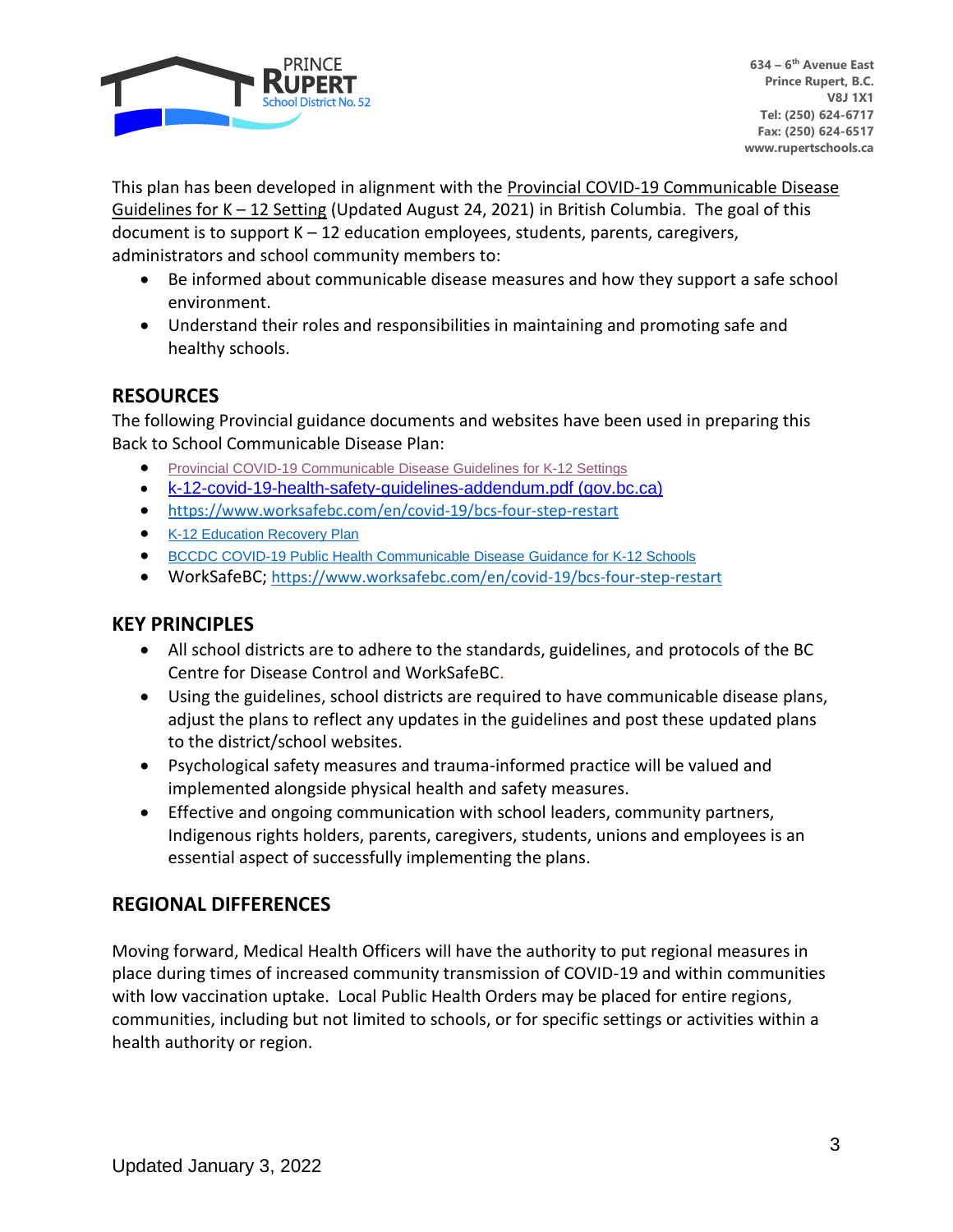This plan has been developed in alignment with the Provincial COVID-19 Communicable Disease Guidelines for K – 12 Setting (Updated August 24, 2021) in British Columbia. The goal of this document is to support K – 12 education employees, students, parents, caregivers, administrators and school community members to:

- Be informed about communicable disease measures and how they support a safe school environment.
- Understand their roles and responsibilities in maintaining and promoting safe and healthy schools.

## RESOURCES

The following Provincial guidance documents and websites have been used in preparing this Back to School Communicable Disease Plan:

- Provincial COVID-19 Communicable Disease Guidelines for K-12 Settings
- k-12-covid-19-health-safety-guidelines-addendum.pdf (gov.bc.ca)
- https://www.worksafebc.com/en/covid-19/bcs-four-step-restart
- K-12 Education Recovery Plan
- BCCDC COVID-19 Public Health Communicable Disease Guidance for K-12 Schools
- WorkSafeBC; https://www.worksafebc.com/en/covid-19/bcs-four-step-restart

## KEY PRINCIPLES

- All school districts are to adhere to the standards, guidelines, and protocols of the BC Centre for Disease Control and WorkSafeBC.
- Using the guidelines, school districts are required to have communicable disease plans, adjust the plans to reflect any updates in the guidelines and post these updated plans to the district/school websites.
- Psychological safety measures and trauma-informed practice will be valued and implemented alongside physical health and safety measures.
- Effective and ongoing communication with school leaders, community partners, Indigenous rights holders, parents, caregivers, students, unions and employees is an essential aspect of successfully implementing the plans.

## REGIONAL DIFFERENCES

Moving forward, Medical Health Officers will have the authority to put regional measures in place during times of increased community transmission of COVID-19 and within communities with low vaccination uptake. Local Public Health Orders may be placed for entire regions, communities, including but not limited to schools, or for specific settings or activities within a health authority or region.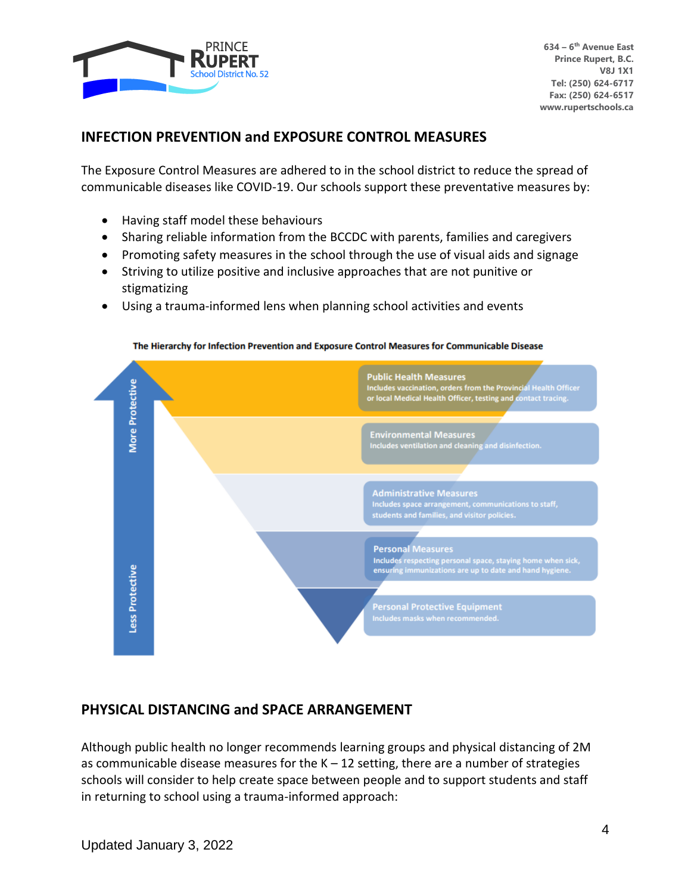## INFECTION PREVENTION and EXPOSURE CONTROL MEASURES

The Exposure Control Measures are adhered to in the school district to reduce the spread of communicable diseases like COVID-19. Our schools support these preventative measures by:

- Having staff model these behaviours
- Sharing reliable information from the BCCDC with parents, families and caregivers
- Promoting safety measures in the school through the use of visual aids and signage
- Striving to utilize positive and inclusive approaches that are not punitive or stigmatizing
- Using a trauma-informed lens when planning school activities and events

**The Hierarchy for Infection Prevention and Exposure Control Measures for Communicable Disease**

More Protective ↑ / Less Protective

- **Public Health Measures** – Includes vaccination, orders from the Provincial Health Officer or local Medical Health Officer, testing and contact tracing.
- **Environmental Measures** – Includes ventilation and cleaning and disinfection.
- **Administrative Measures** – Includes space arrangement, communications to staff, students and families, and visitor policies.
- **Personal Measures** – Includes respecting personal space, staying home when sick, ensuring immunizations are up to date and hand hygiene.
- **Personal Protective Equipment** – Includes masks when recommended.

## PHYSICAL DISTANCING and SPACE ARRANGEMENT

Although public health no longer recommends learning groups and physical distancing of 2M as communicable disease measures for the K – 12 setting, there are a number of strategies schools will consider to help create space between people and to support students and staff in returning to school using a trauma-informed approach:

Updated January 3, 2022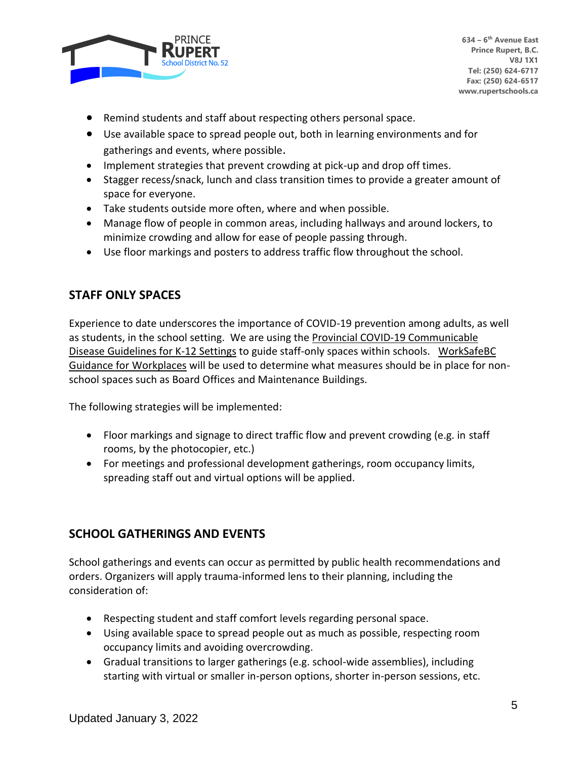- Remind students and staff about respecting others personal space.
- Use available space to spread people out, both in learning environments and for gatherings and events, where possible.
- Implement strategies that prevent crowding at pick-up and drop off times.
- Stagger recess/snack, lunch and class transition times to provide a greater amount of space for everyone.
- Take students outside more often, where and when possible.
- Manage flow of people in common areas, including hallways and around lockers, to minimize crowding and allow for ease of people passing through.
- Use floor markings and posters to address traffic flow throughout the school.

## STAFF ONLY SPACES

Experience to date underscores the importance of COVID-19 prevention among adults, as well as students, in the school setting. We are using the Provincial COVID-19 Communicable Disease Guidelines for K-12 Settings to guide staff-only spaces within schools. WorkSafeBC Guidance for Workplaces will be used to determine what measures should be in place for non-school spaces such as Board Offices and Maintenance Buildings.

The following strategies will be implemented:

- Floor markings and signage to direct traffic flow and prevent crowding (e.g. in staff rooms, by the photocopier, etc.)
- For meetings and professional development gatherings, room occupancy limits, spreading staff out and virtual options will be applied.

## SCHOOL GATHERINGS AND EVENTS

School gatherings and events can occur as permitted by public health recommendations and orders. Organizers will apply trauma-informed lens to their planning, including the consideration of:

- Respecting student and staff comfort levels regarding personal space.
- Using available space to spread people out as much as possible, respecting room occupancy limits and avoiding overcrowding.
- Gradual transitions to larger gatherings (e.g. school-wide assemblies), including starting with virtual or smaller in-person options, shorter in-person sessions, etc.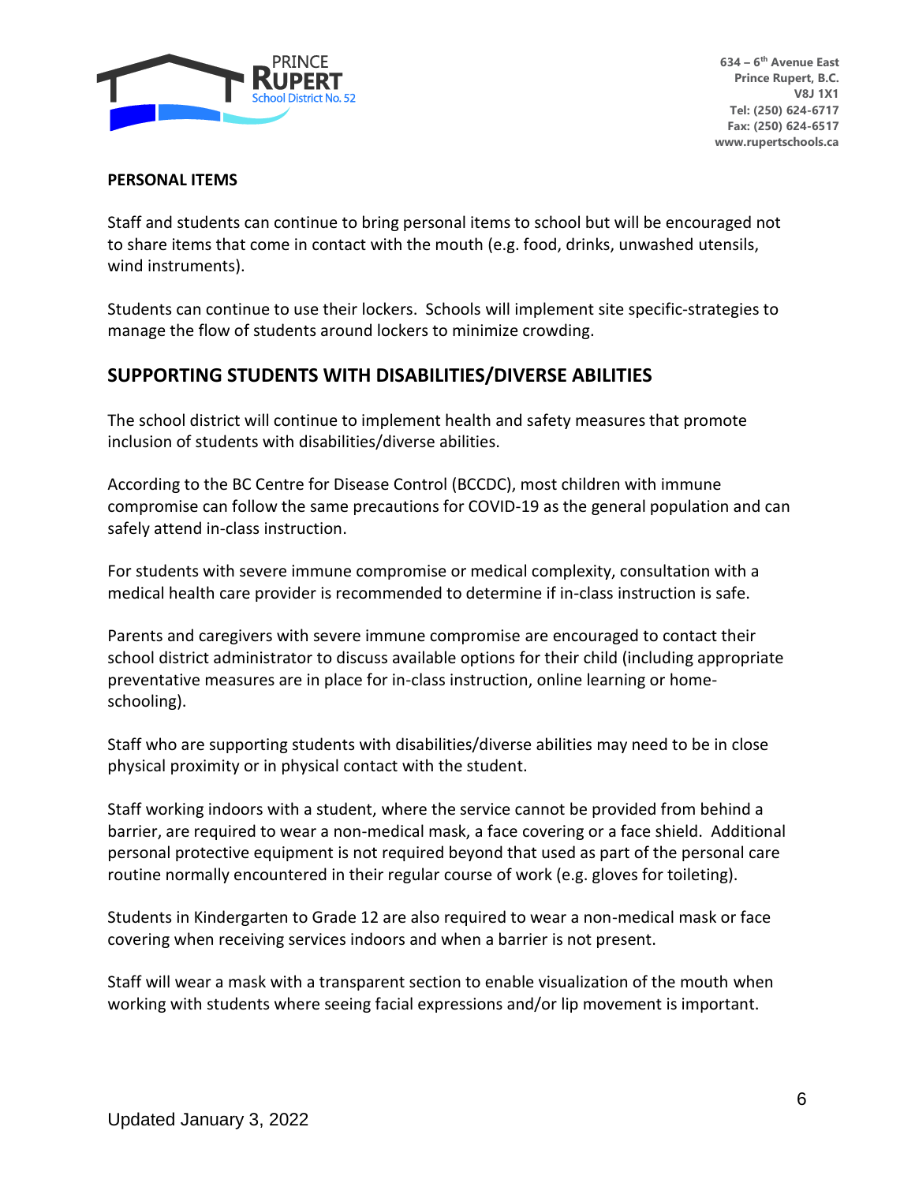**PERSONAL ITEMS**

Staff and students can continue to bring personal items to school but will be encouraged not to share items that come in contact with the mouth (e.g. food, drinks, unwashed utensils, wind instruments).

Students can continue to use their lockers. Schools will implement site specific-strategies to manage the flow of students around lockers to minimize crowding.

## SUPPORTING STUDENTS WITH DISABILITIES/DIVERSE ABILITIES

The school district will continue to implement health and safety measures that promote inclusion of students with disabilities/diverse abilities.

According to the BC Centre for Disease Control (BCCDC), most children with immune compromise can follow the same precautions for COVID-19 as the general population and can safely attend in-class instruction.

For students with severe immune compromise or medical complexity, consultation with a medical health care provider is recommended to determine if in-class instruction is safe.

Parents and caregivers with severe immune compromise are encouraged to contact their school district administrator to discuss available options for their child (including appropriate preventative measures are in place for in-class instruction, online learning or home-schooling).

Staff who are supporting students with disabilities/diverse abilities may need to be in close physical proximity or in physical contact with the student.

Staff working indoors with a student, where the service cannot be provided from behind a barrier, are required to wear a non-medical mask, a face covering or a face shield. Additional personal protective equipment is not required beyond that used as part of the personal care routine normally encountered in their regular course of work (e.g. gloves for toileting).

Students in Kindergarten to Grade 12 are also required to wear a non-medical mask or face covering when receiving services indoors and when a barrier is not present.

Staff will wear a mask with a transparent section to enable visualization of the mouth when working with students where seeing facial expressions and/or lip movement is important.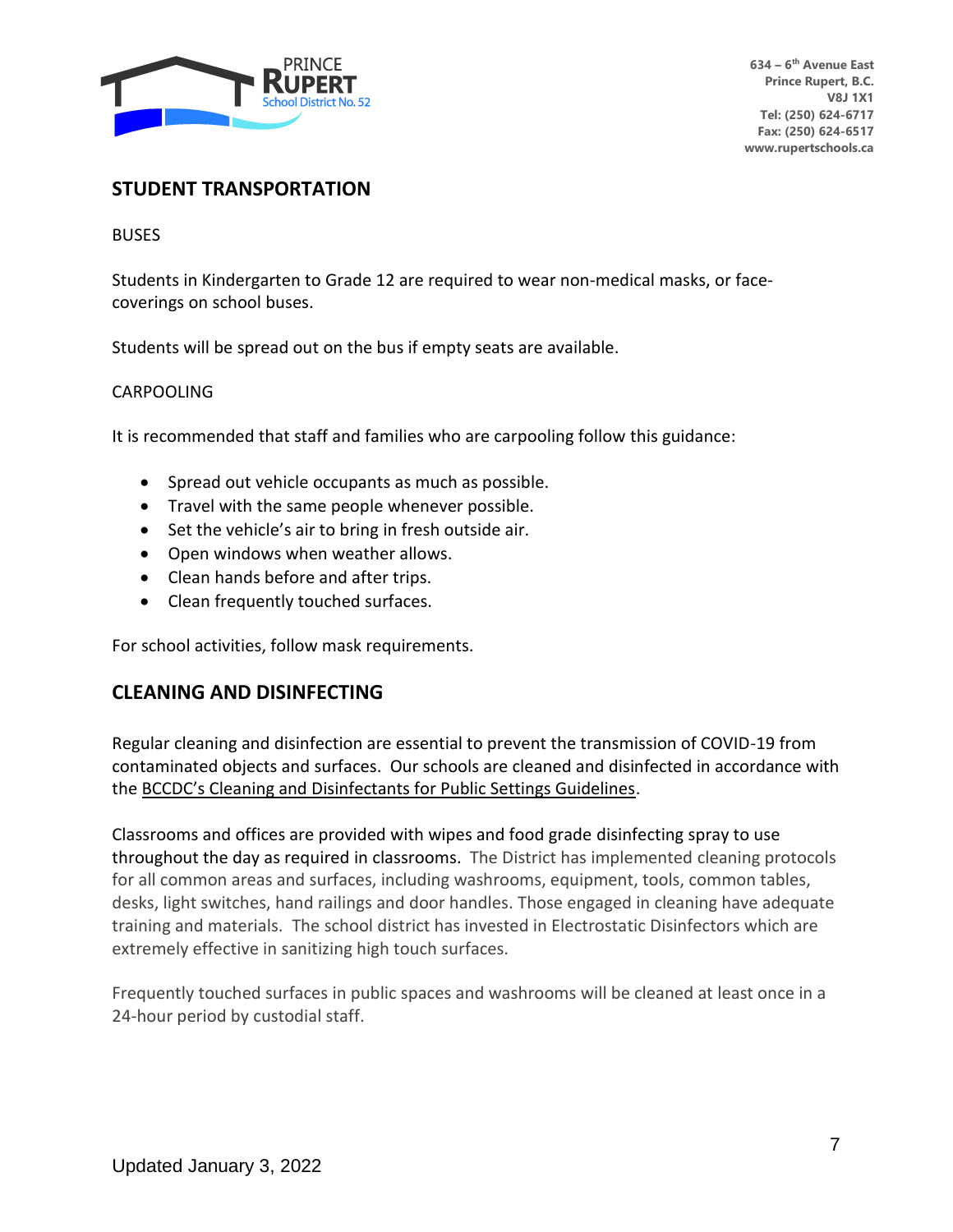## STUDENT TRANSPORTATION

BUSES

Students in Kindergarten to Grade 12 are required to wear non-medical masks, or face-coverings on school buses.

Students will be spread out on the bus if empty seats are available.

CARPOOLING

It is recommended that staff and families who are carpooling follow this guidance:

- Spread out vehicle occupants as much as possible.
- Travel with the same people whenever possible.
- Set the vehicle's air to bring in fresh outside air.
- Open windows when weather allows.
- Clean hands before and after trips.
- Clean frequently touched surfaces.

For school activities, follow mask requirements.

## CLEANING AND DISINFECTING

Regular cleaning and disinfection are essential to prevent the transmission of COVID-19 from contaminated objects and surfaces. Our schools are cleaned and disinfected in accordance with the BCCDC's Cleaning and Disinfectants for Public Settings Guidelines.

Classrooms and offices are provided with wipes and food grade disinfecting spray to use throughout the day as required in classrooms. The District has implemented cleaning protocols for all common areas and surfaces, including washrooms, equipment, tools, common tables, desks, light switches, hand railings and door handles. Those engaged in cleaning have adequate training and materials. The school district has invested in Electrostatic Disinfectors which are extremely effective in sanitizing high touch surfaces.

Frequently touched surfaces in public spaces and washrooms will be cleaned at least once in a 24-hour period by custodial staff.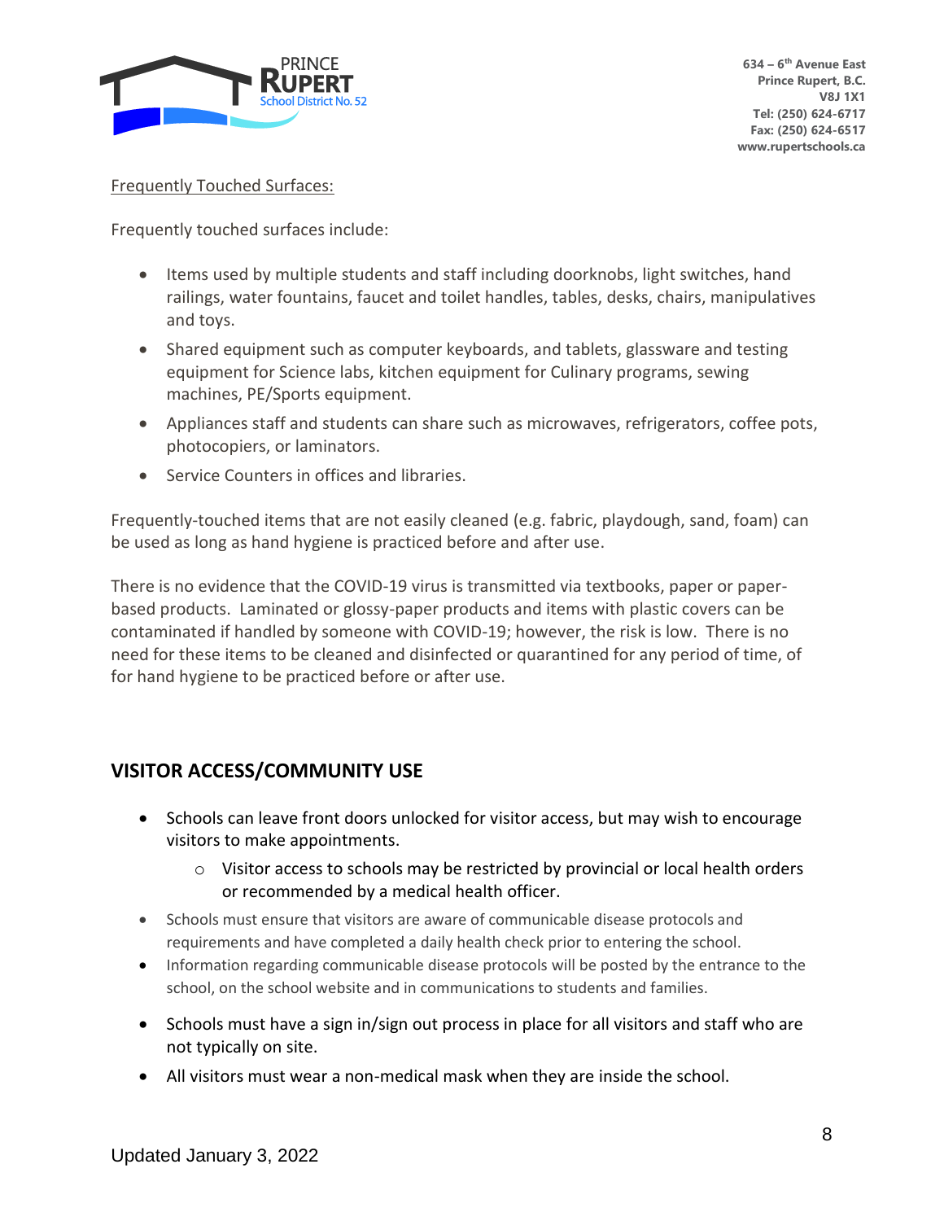Frequently Touched Surfaces:

Frequently touched surfaces include:

- Items used by multiple students and staff including doorknobs, light switches, hand railings, water fountains, faucet and toilet handles, tables, desks, chairs, manipulatives and toys.
- Shared equipment such as computer keyboards, and tablets, glassware and testing equipment for Science labs, kitchen equipment for Culinary programs, sewing machines, PE/Sports equipment.
- Appliances staff and students can share such as microwaves, refrigerators, coffee pots, photocopiers, or laminators.
- Service Counters in offices and libraries.

Frequently-touched items that are not easily cleaned (e.g. fabric, playdough, sand, foam) can be used as long as hand hygiene is practiced before and after use.

There is no evidence that the COVID-19 virus is transmitted via textbooks, paper or paper-based products. Laminated or glossy-paper products and items with plastic covers can be contaminated if handled by someone with COVID-19; however, the risk is low. There is no need for these items to be cleaned and disinfected or quarantined for any period of time, of for hand hygiene to be practiced before or after use.

## VISITOR ACCESS/COMMUNITY USE

- Schools can leave front doors unlocked for visitor access, but may wish to encourage visitors to make appointments.
  - Visitor access to schools may be restricted by provincial or local health orders or recommended by a medical health officer.
- Schools must ensure that visitors are aware of communicable disease protocols and requirements and have completed a daily health check prior to entering the school.
- Information regarding communicable disease protocols will be posted by the entrance to the school, on the school website and in communications to students and families.
- Schools must have a sign in/sign out process in place for all visitors and staff who are not typically on site.
- All visitors must wear a non-medical mask when they are inside the school.

Updated January 3, 2022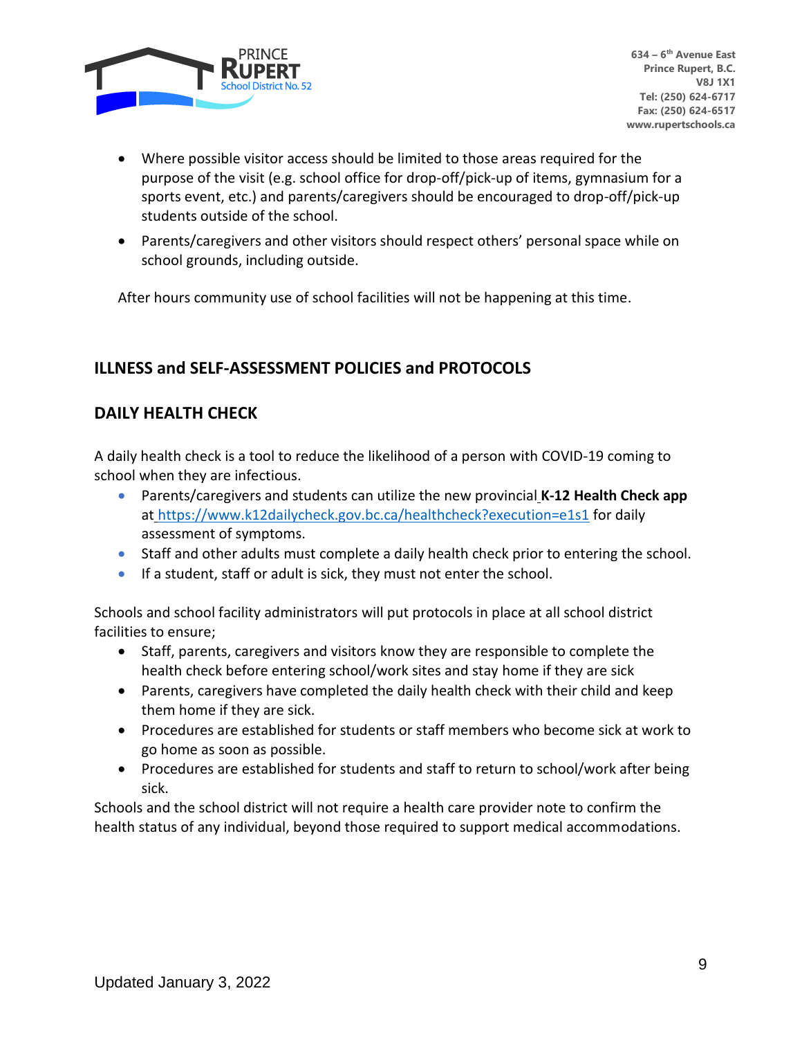- Where possible visitor access should be limited to those areas required for the purpose of the visit (e.g. school office for drop-off/pick-up of items, gymnasium for a sports event, etc.) and parents/caregivers should be encouraged to drop-off/pick-up students outside of the school.
- Parents/caregivers and other visitors should respect others' personal space while on school grounds, including outside.

After hours community use of school facilities will not be happening at this time.

## ILLNESS and SELF-ASSESSMENT POLICIES and PROTOCOLS

## DAILY HEALTH CHECK

A daily health check is a tool to reduce the likelihood of a person with COVID-19 coming to school when they are infectious.

- Parents/caregivers and students can utilize the new provincial **K-12 Health Check app** at https://www.k12dailycheck.gov.bc.ca/healthcheck?execution=e1s1 for daily assessment of symptoms.
- Staff and other adults must complete a daily health check prior to entering the school.
- If a student, staff or adult is sick, they must not enter the school.

Schools and school facility administrators will put protocols in place at all school district facilities to ensure;

- Staff, parents, caregivers and visitors know they are responsible to complete the health check before entering school/work sites and stay home if they are sick
- Parents, caregivers have completed the daily health check with their child and keep them home if they are sick.
- Procedures are established for students or staff members who become sick at work to go home as soon as possible.
- Procedures are established for students and staff to return to school/work after being sick.

Schools and the school district will not require a health care provider note to confirm the health status of any individual, beyond those required to support medical accommodations.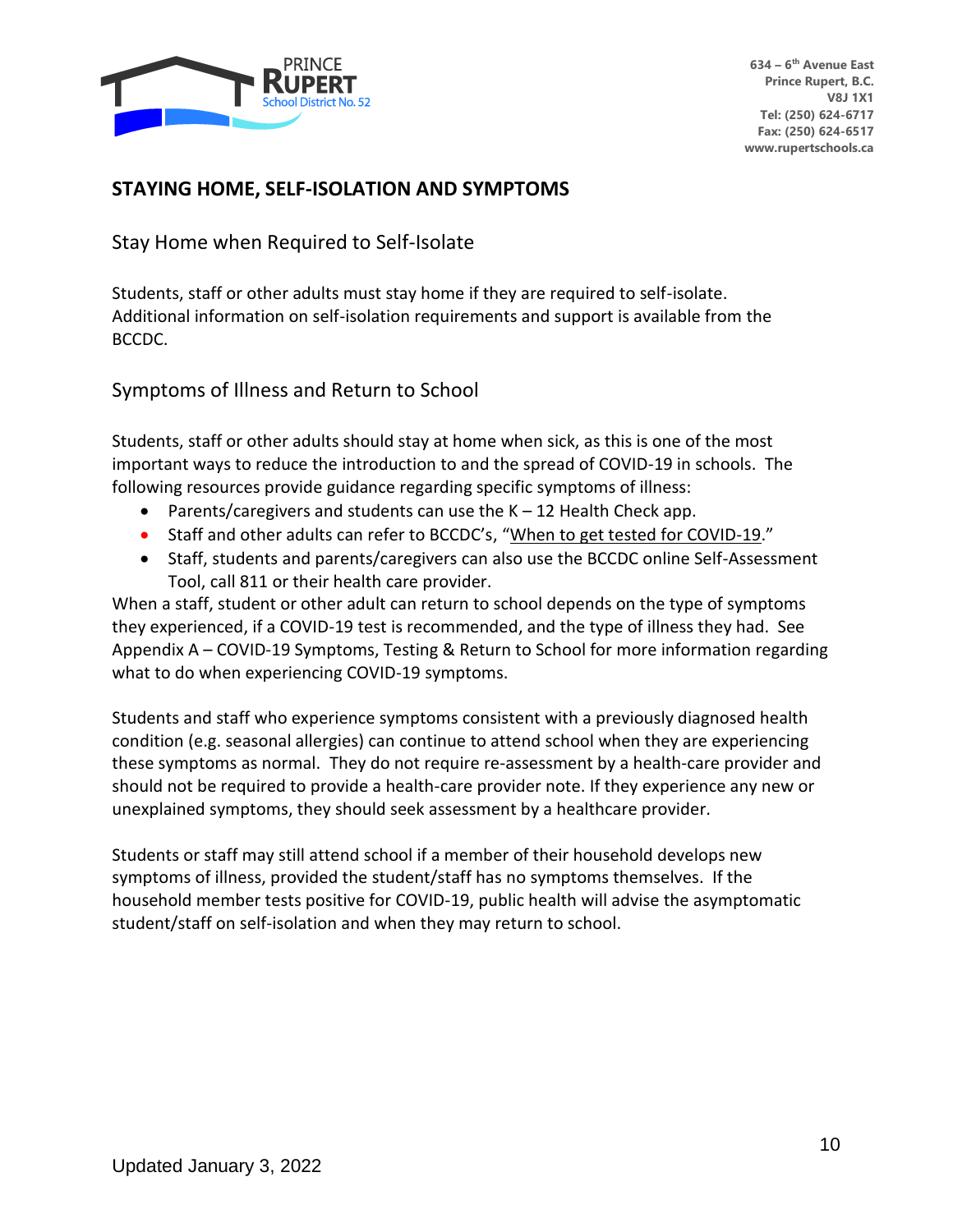## STAYING HOME, SELF-ISOLATION AND SYMPTOMS

### Stay Home when Required to Self-Isolate

Students, staff or other adults must stay home if they are required to self-isolate. Additional information on self-isolation requirements and support is available from the BCCDC.

### Symptoms of Illness and Return to School

Students, staff or other adults should stay at home when sick, as this is one of the most important ways to reduce the introduction to and the spread of COVID-19 in schools. The following resources provide guidance regarding specific symptoms of illness:

- Parents/caregivers and students can use the K – 12 Health Check app.
- Staff and other adults can refer to BCCDC's, "When to get tested for COVID-19."
- Staff, students and parents/caregivers can also use the BCCDC online Self-Assessment Tool, call 811 or their health care provider.

When a staff, student or other adult can return to school depends on the type of symptoms they experienced, if a COVID-19 test is recommended, and the type of illness they had. See Appendix A – COVID-19 Symptoms, Testing & Return to School for more information regarding what to do when experiencing COVID-19 symptoms.

Students and staff who experience symptoms consistent with a previously diagnosed health condition (e.g. seasonal allergies) can continue to attend school when they are experiencing these symptoms as normal. They do not require re-assessment by a health-care provider and should not be required to provide a health-care provider note. If they experience any new or unexplained symptoms, they should seek assessment by a healthcare provider.

Students or staff may still attend school if a member of their household develops new symptoms of illness, provided the student/staff has no symptoms themselves. If the household member tests positive for COVID-19, public health will advise the asymptomatic student/staff on self-isolation and when they may return to school.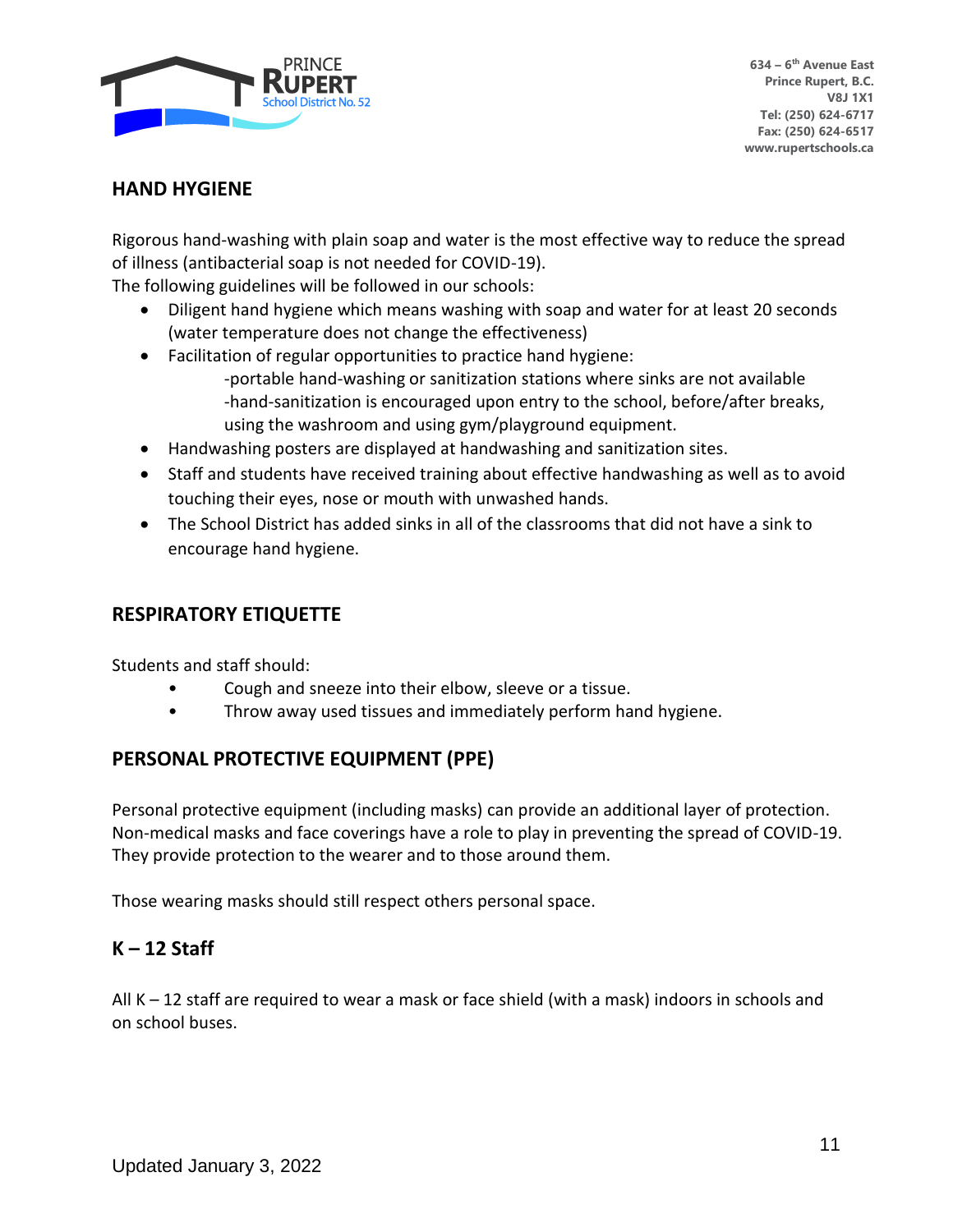## HAND HYGIENE

Rigorous hand-washing with plain soap and water is the most effective way to reduce the spread of illness (antibacterial soap is not needed for COVID-19).
The following guidelines will be followed in our schools:

- Diligent hand hygiene which means washing with soap and water for at least 20 seconds (water temperature does not change the effectiveness)
- Facilitation of regular opportunities to practice hand hygiene:
  - -portable hand-washing or sanitization stations where sinks are not available
  - -hand-sanitization is encouraged upon entry to the school, before/after breaks, using the washroom and using gym/playground equipment.
- Handwashing posters are displayed at handwashing and sanitization sites.
- Staff and students have received training about effective handwashing as well as to avoid touching their eyes, nose or mouth with unwashed hands.
- The School District has added sinks in all of the classrooms that did not have a sink to encourage hand hygiene.

## RESPIRATORY ETIQUETTE

Students and staff should:

- Cough and sneeze into their elbow, sleeve or a tissue.
- Throw away used tissues and immediately perform hand hygiene.

## PERSONAL PROTECTIVE EQUIPMENT (PPE)

Personal protective equipment (including masks) can provide an additional layer of protection. Non-medical masks and face coverings have a role to play in preventing the spread of COVID-19. They provide protection to the wearer and to those around them.

Those wearing masks should still respect others personal space.

## K – 12 Staff

All K – 12 staff are required to wear a mask or face shield (with a mask) indoors in schools and on school buses.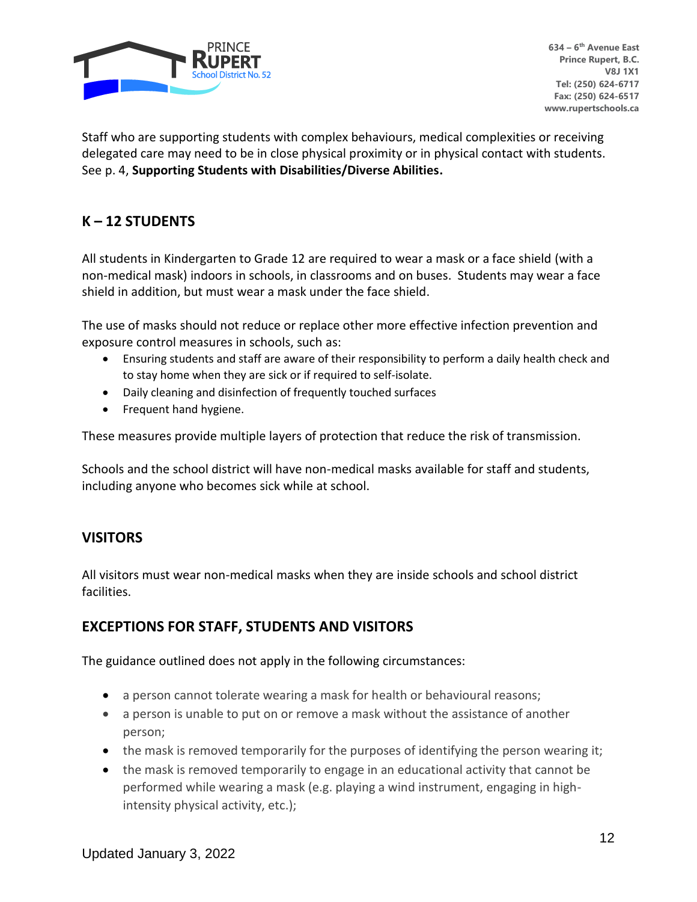Staff who are supporting students with complex behaviours, medical complexities or receiving delegated care may need to be in close physical proximity or in physical contact with students. See p. 4, **Supporting Students with Disabilities/Diverse Abilities.**

## K – 12 STUDENTS

All students in Kindergarten to Grade 12 are required to wear a mask or a face shield (with a non-medical mask) indoors in schools, in classrooms and on buses. Students may wear a face shield in addition, but must wear a mask under the face shield.

The use of masks should not reduce or replace other more effective infection prevention and exposure control measures in schools, such as:

- Ensuring students and staff are aware of their responsibility to perform a daily health check and to stay home when they are sick or if required to self-isolate.
- Daily cleaning and disinfection of frequently touched surfaces
- Frequent hand hygiene.

These measures provide multiple layers of protection that reduce the risk of transmission.

Schools and the school district will have non-medical masks available for staff and students, including anyone who becomes sick while at school.

## VISITORS

All visitors must wear non-medical masks when they are inside schools and school district facilities.

## EXCEPTIONS FOR STAFF, STUDENTS AND VISITORS

The guidance outlined does not apply in the following circumstances:

- a person cannot tolerate wearing a mask for health or behavioural reasons;
- a person is unable to put on or remove a mask without the assistance of another person;
- the mask is removed temporarily for the purposes of identifying the person wearing it;
- the mask is removed temporarily to engage in an educational activity that cannot be performed while wearing a mask (e.g. playing a wind instrument, engaging in high-intensity physical activity, etc.);

Updated January 3, 2022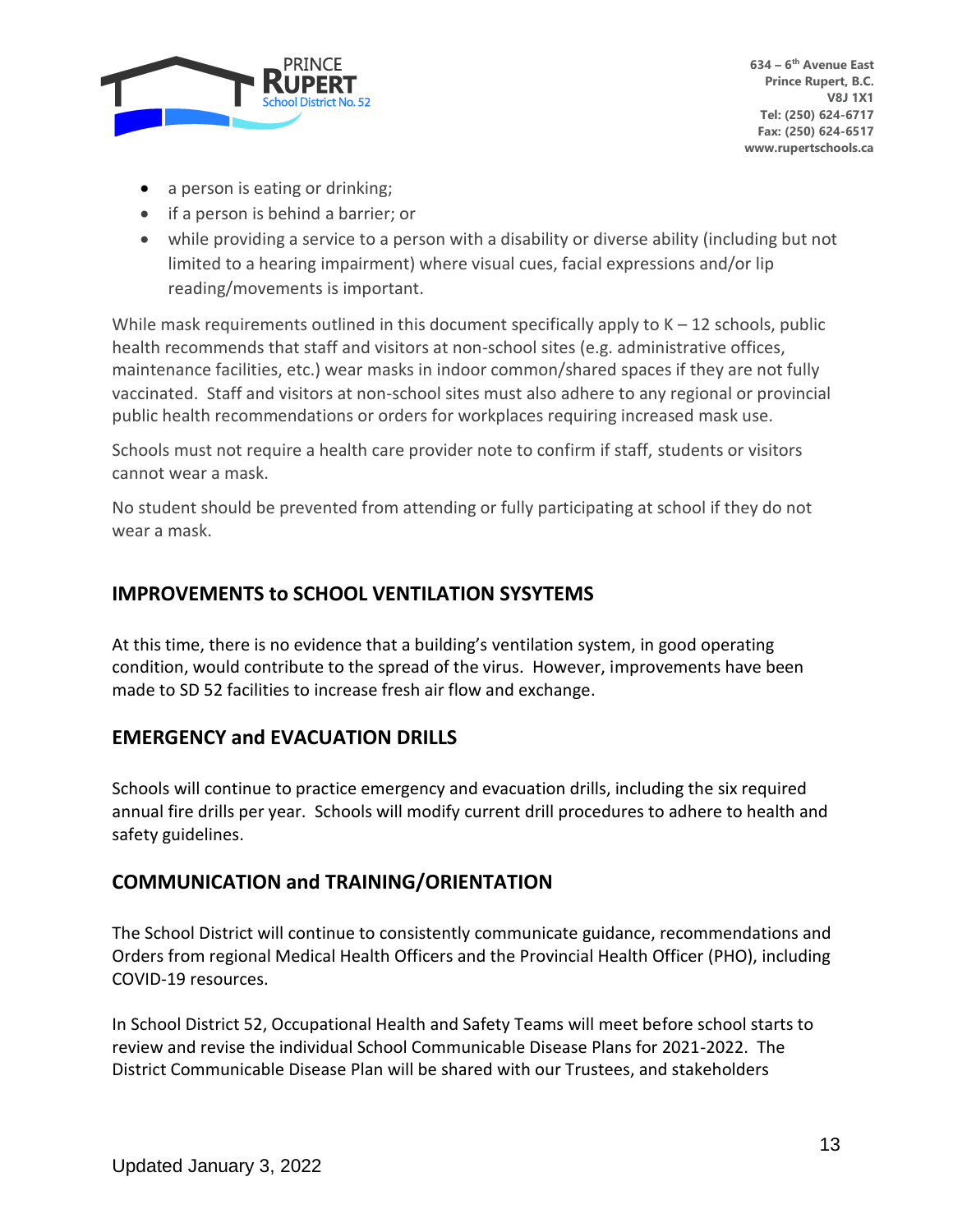- a person is eating or drinking;
- if a person is behind a barrier; or
- while providing a service to a person with a disability or diverse ability (including but not limited to a hearing impairment) where visual cues, facial expressions and/or lip reading/movements is important.

While mask requirements outlined in this document specifically apply to K – 12 schools, public health recommends that staff and visitors at non-school sites (e.g. administrative offices, maintenance facilities, etc.) wear masks in indoor common/shared spaces if they are not fully vaccinated. Staff and visitors at non-school sites must also adhere to any regional or provincial public health recommendations or orders for workplaces requiring increased mask use.

Schools must not require a health care provider note to confirm if staff, students or visitors cannot wear a mask.

No student should be prevented from attending or fully participating at school if they do not wear a mask.

## IMPROVEMENTS to SCHOOL VENTILATION SYSYTEMS

At this time, there is no evidence that a building's ventilation system, in good operating condition, would contribute to the spread of the virus. However, improvements have been made to SD 52 facilities to increase fresh air flow and exchange.

## EMERGENCY and EVACUATION DRILLS

Schools will continue to practice emergency and evacuation drills, including the six required annual fire drills per year. Schools will modify current drill procedures to adhere to health and safety guidelines.

## COMMUNICATION and TRAINING/ORIENTATION

The School District will continue to consistently communicate guidance, recommendations and Orders from regional Medical Health Officers and the Provincial Health Officer (PHO), including COVID-19 resources.

In School District 52, Occupational Health and Safety Teams will meet before school starts to review and revise the individual School Communicable Disease Plans for 2021-2022. The District Communicable Disease Plan will be shared with our Trustees, and stakeholders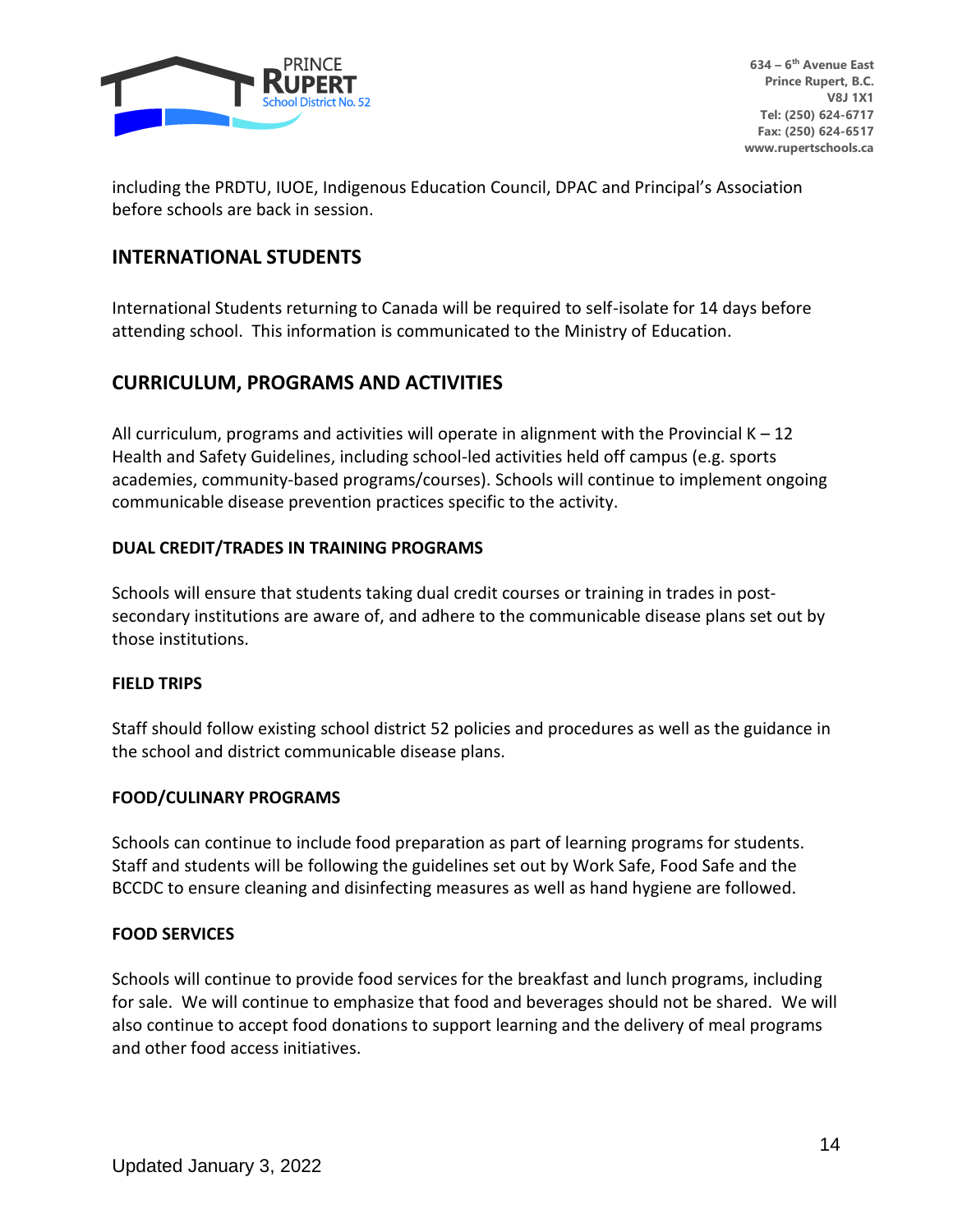including the PRDTU, IUOE, Indigenous Education Council, DPAC and Principal's Association before schools are back in session.

## INTERNATIONAL STUDENTS

International Students returning to Canada will be required to self-isolate for 14 days before attending school. This information is communicated to the Ministry of Education.

## CURRICULUM, PROGRAMS AND ACTIVITIES

All curriculum, programs and activities will operate in alignment with the Provincial K – 12 Health and Safety Guidelines, including school-led activities held off campus (e.g. sports academies, community-based programs/courses). Schools will continue to implement ongoing communicable disease prevention practices specific to the activity.

### DUAL CREDIT/TRADES IN TRAINING PROGRAMS

Schools will ensure that students taking dual credit courses or training in trades in post-secondary institutions are aware of, and adhere to the communicable disease plans set out by those institutions.

### FIELD TRIPS

Staff should follow existing school district 52 policies and procedures as well as the guidance in the school and district communicable disease plans.

### FOOD/CULINARY PROGRAMS

Schools can continue to include food preparation as part of learning programs for students. Staff and students will be following the guidelines set out by Work Safe, Food Safe and the BCCDC to ensure cleaning and disinfecting measures as well as hand hygiene are followed.

### FOOD SERVICES

Schools will continue to provide food services for the breakfast and lunch programs, including for sale. We will continue to emphasize that food and beverages should not be shared. We will also continue to accept food donations to support learning and the delivery of meal programs and other food access initiatives.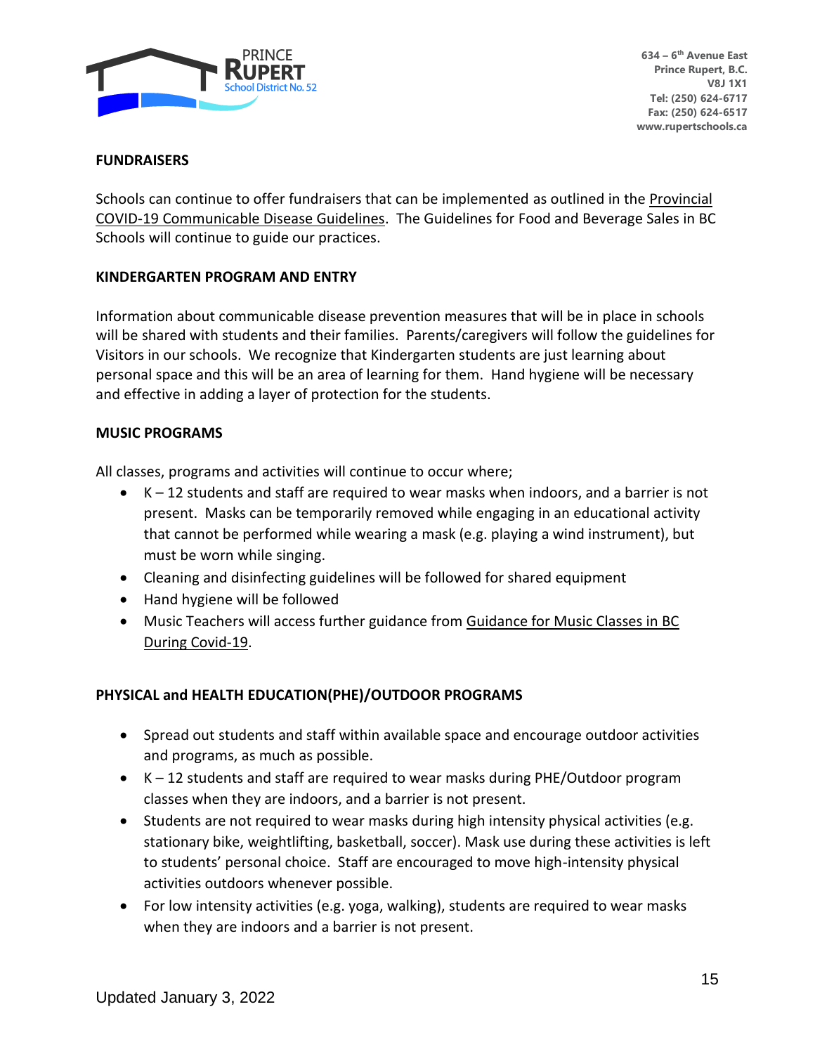## FUNDRAISERS

Schools can continue to offer fundraisers that can be implemented as outlined in the Provincial COVID-19 Communicable Disease Guidelines. The Guidelines for Food and Beverage Sales in BC Schools will continue to guide our practices.

## KINDERGARTEN PROGRAM AND ENTRY

Information about communicable disease prevention measures that will be in place in schools will be shared with students and their families. Parents/caregivers will follow the guidelines for Visitors in our schools. We recognize that Kindergarten students are just learning about personal space and this will be an area of learning for them. Hand hygiene will be necessary and effective in adding a layer of protection for the students.

## MUSIC PROGRAMS

All classes, programs and activities will continue to occur where;

- K – 12 students and staff are required to wear masks when indoors, and a barrier is not present. Masks can be temporarily removed while engaging in an educational activity that cannot be performed while wearing a mask (e.g. playing a wind instrument), but must be worn while singing.
- Cleaning and disinfecting guidelines will be followed for shared equipment
- Hand hygiene will be followed
- Music Teachers will access further guidance from Guidance for Music Classes in BC During Covid-19.

## PHYSICAL and HEALTH EDUCATION(PHE)/OUTDOOR PROGRAMS

- Spread out students and staff within available space and encourage outdoor activities and programs, as much as possible.
- K – 12 students and staff are required to wear masks during PHE/Outdoor program classes when they are indoors, and a barrier is not present.
- Students are not required to wear masks during high intensity physical activities (e.g. stationary bike, weightlifting, basketball, soccer). Mask use during these activities is left to students' personal choice. Staff are encouraged to move high-intensity physical activities outdoors whenever possible.
- For low intensity activities (e.g. yoga, walking), students are required to wear masks when they are indoors and a barrier is not present.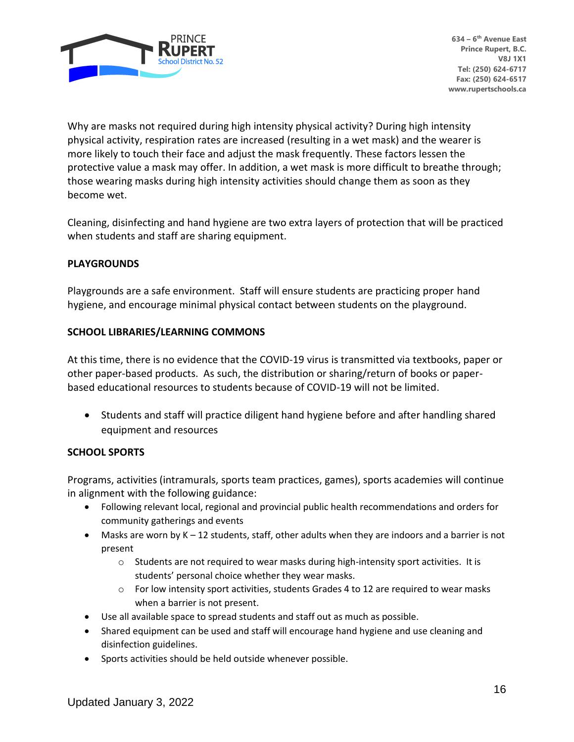Why are masks not required during high intensity physical activity? During high intensity physical activity, respiration rates are increased (resulting in a wet mask) and the wearer is more likely to touch their face and adjust the mask frequently. These factors lessen the protective value a mask may offer. In addition, a wet mask is more difficult to breathe through; those wearing masks during high intensity activities should change them as soon as they become wet.

Cleaning, disinfecting and hand hygiene are two extra layers of protection that will be practiced when students and staff are sharing equipment.

**PLAYGROUNDS**

Playgrounds are a safe environment. Staff will ensure students are practicing proper hand hygiene, and encourage minimal physical contact between students on the playground.

**SCHOOL LIBRARIES/LEARNING COMMONS**

At this time, there is no evidence that the COVID-19 virus is transmitted via textbooks, paper or other paper-based products. As such, the distribution or sharing/return of books or paper-based educational resources to students because of COVID-19 will not be limited.

- Students and staff will practice diligent hand hygiene before and after handling shared equipment and resources

**SCHOOL SPORTS**

Programs, activities (intramurals, sports team practices, games), sports academies will continue in alignment with the following guidance:

- Following relevant local, regional and provincial public health recommendations and orders for community gatherings and events
- Masks are worn by K – 12 students, staff, other adults when they are indoors and a barrier is not present
    - Students are not required to wear masks during high-intensity sport activities. It is students' personal choice whether they wear masks.
    - For low intensity sport activities, students Grades 4 to 12 are required to wear masks when a barrier is not present.
- Use all available space to spread students and staff out as much as possible.
- Shared equipment can be used and staff will encourage hand hygiene and use cleaning and disinfection guidelines.
- Sports activities should be held outside whenever possible.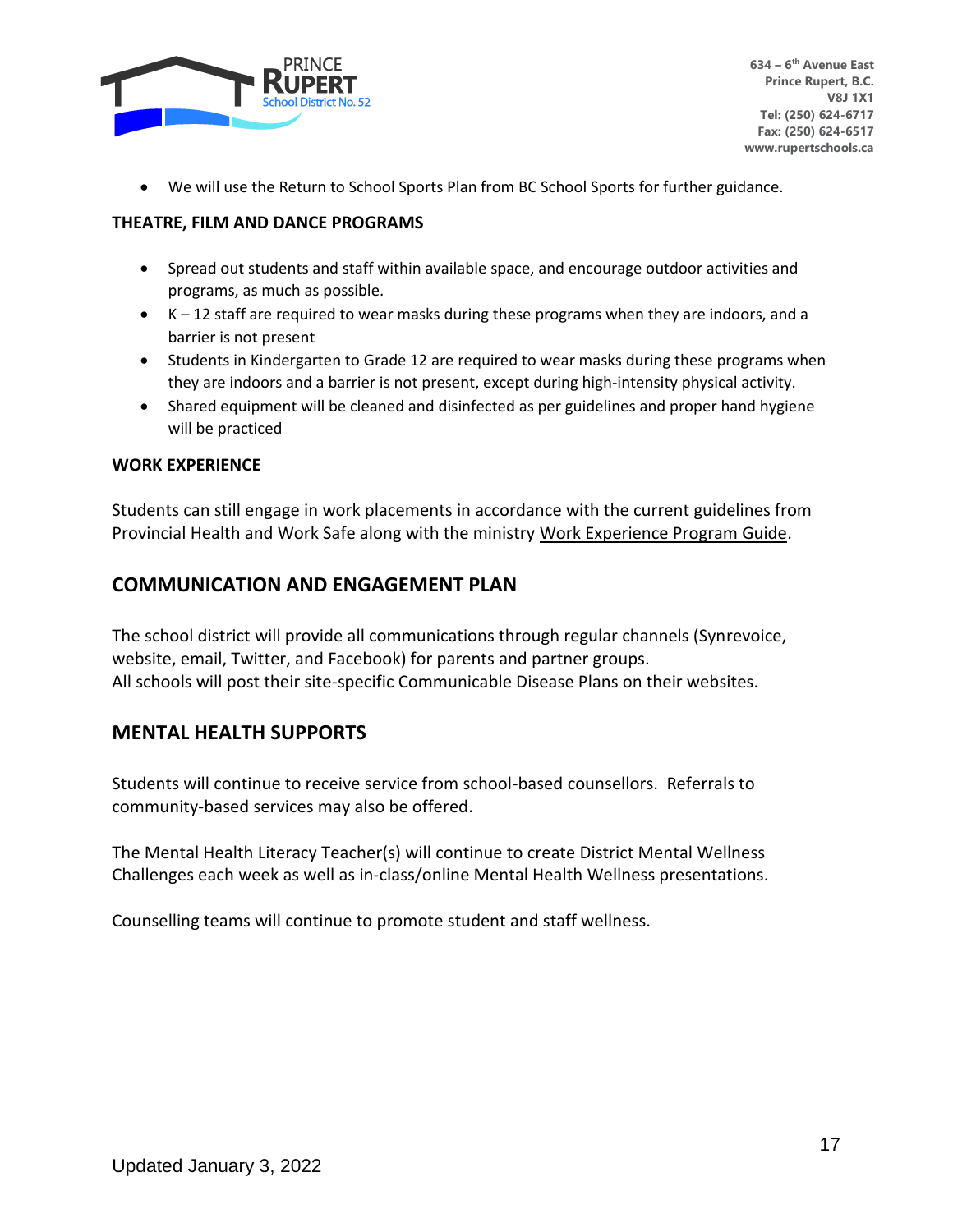- We will use the Return to School Sports Plan from BC School Sports for further guidance.

**THEATRE, FILM AND DANCE PROGRAMS**

- Spread out students and staff within available space, and encourage outdoor activities and programs, as much as possible.
- K – 12 staff are required to wear masks during these programs when they are indoors, and a barrier is not present
- Students in Kindergarten to Grade 12 are required to wear masks during these programs when they are indoors and a barrier is not present, except during high-intensity physical activity.
- Shared equipment will be cleaned and disinfected as per guidelines and proper hand hygiene will be practiced

**WORK EXPERIENCE**

Students can still engage in work placements in accordance with the current guidelines from Provincial Health and Work Safe along with the ministry Work Experience Program Guide.

## COMMUNICATION AND ENGAGEMENT PLAN

The school district will provide all communications through regular channels (Synrevoice, website, email, Twitter, and Facebook) for parents and partner groups.
All schools will post their site-specific Communicable Disease Plans on their websites.

## MENTAL HEALTH SUPPORTS

Students will continue to receive service from school-based counsellors. Referrals to community-based services may also be offered.

The Mental Health Literacy Teacher(s) will continue to create District Mental Wellness Challenges each week as well as in-class/online Mental Health Wellness presentations.

Counselling teams will continue to promote student and staff wellness.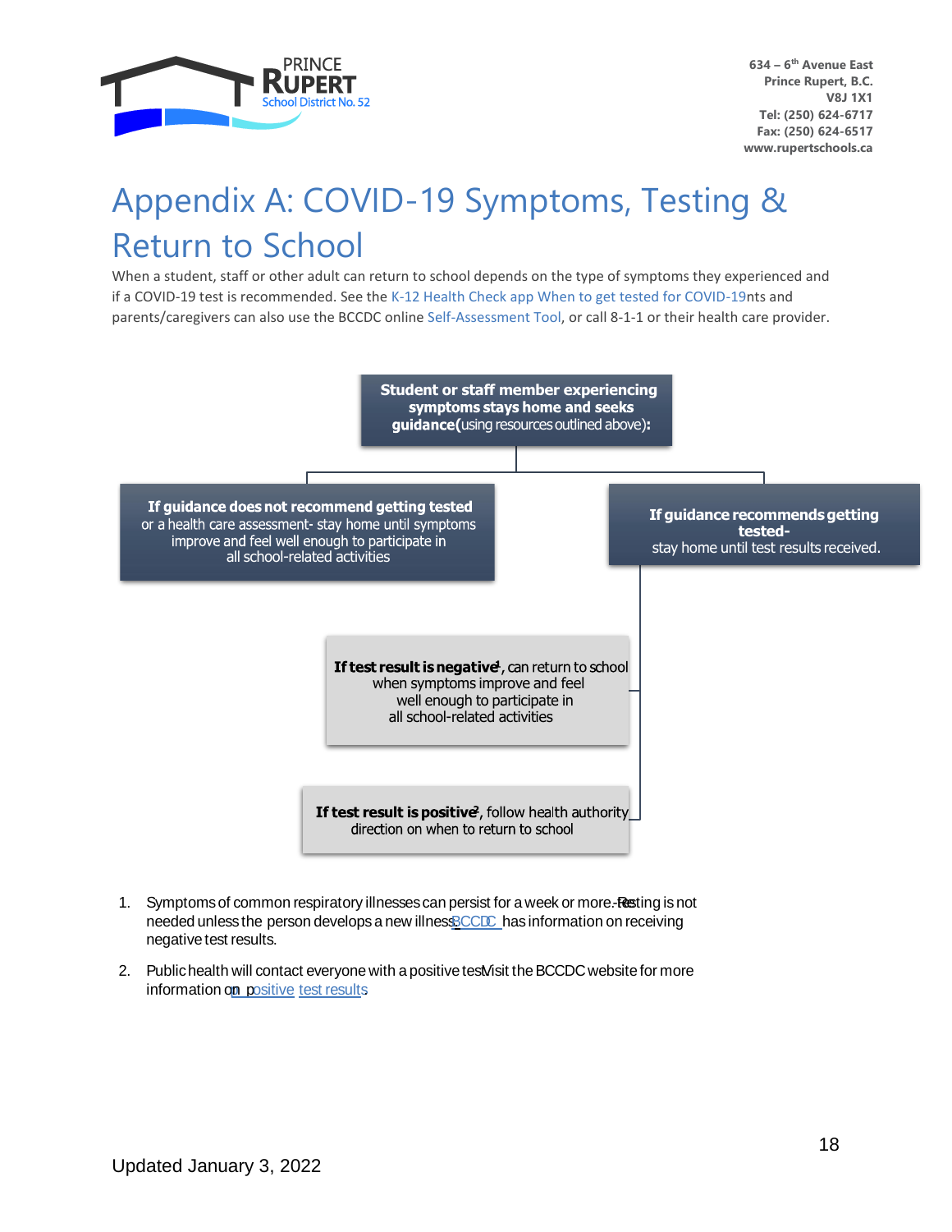# Appendix A: COVID-19 Symptoms, Testing & Return to School

When a student, staff or other adult can return to school depends on the type of symptoms they experienced and if a COVID-19 test is recommended. See the K-12 Health Check app When to get tested for COVID-19nts and parents/caregivers can also use the BCCDC online Self-Assessment Tool, or call 8-1-1 or their health care provider.

**Student or staff member experiencing symptoms stays home and seeks guidance**(using resources outlined above)**:**

- **If guidance does not recommend getting tested** or a health care assessment- stay home until symptoms improve and feel well enough to participate in all school-related activities
- **If guidance recommends getting tested-** stay home until test results received.
  - **If test result is negative**[1], can return to school when symptoms improve and feel well enough to participate in all school-related activities
  - **If test result is positive**[2], follow health authority direction on when to return to school

1. Symptoms of common respiratory illnesses can persist for a week or more. Testing is not needed unless the person develops a new illness. BCCDC has information on receiving negative test results.
2. Public health will contact everyone with a positive test. Visit the BCCDC website for more information on positive test results.

Updated January 3, 2022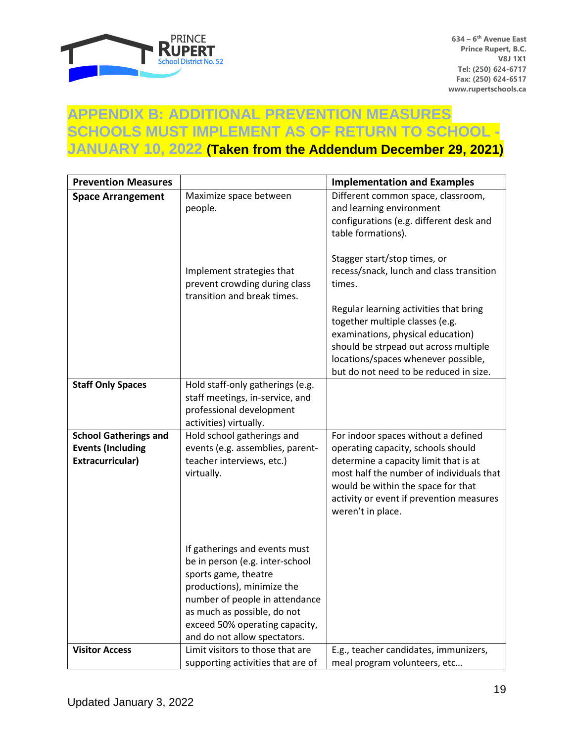# APPENDIX B: ADDITIONAL PREVENTION MEASURES SCHOOLS MUST IMPLEMENT AS OF RETURN TO SCHOOL - JANUARY 10, 2022 (Taken from the Addendum December 29, 2021)

| Prevention Measures | | Implementation and Examples |
|---|---|---|
| **Space Arrangement** | Maximize space between people. | Different common space, classroom, and learning environment configurations (e.g. different desk and table formations). |
| | Implement strategies that prevent crowding during class transition and break times. | Stagger start/stop times, or recess/snack, lunch and class transition times.<br><br>Regular learning activities that bring together multiple classes (e.g. examinations, physical education) should be strpead out across multiple locations/spaces whenever possible, but do not need to be reduced in size. |
| **Staff Only Spaces** | Hold staff-only gatherings (e.g. staff meetings, in-service, and professional development activities) virtually. | |
| **School Gatherings and Events (Including Extracurricular)** | Hold school gatherings and events (e.g. assemblies, parent-teacher interviews, etc.) virtually. | For indoor spaces without a defined operating capacity, schools should determine a capacity limit that is at most half the number of individuals that would be within the space for that activity or event if prevention measures weren't in place. |
| | If gatherings and events must be in person (e.g. inter-school sports game, theatre productions), minimize the number of people in attendance as much as possible, do not exceed 50% operating capacity, and do not allow spectators. | |
| **Visitor Access** | Limit visitors to those that are supporting activities that are of | E.g., teacher candidates, immunizers, meal program volunteers, etc… |

Updated January 3, 2022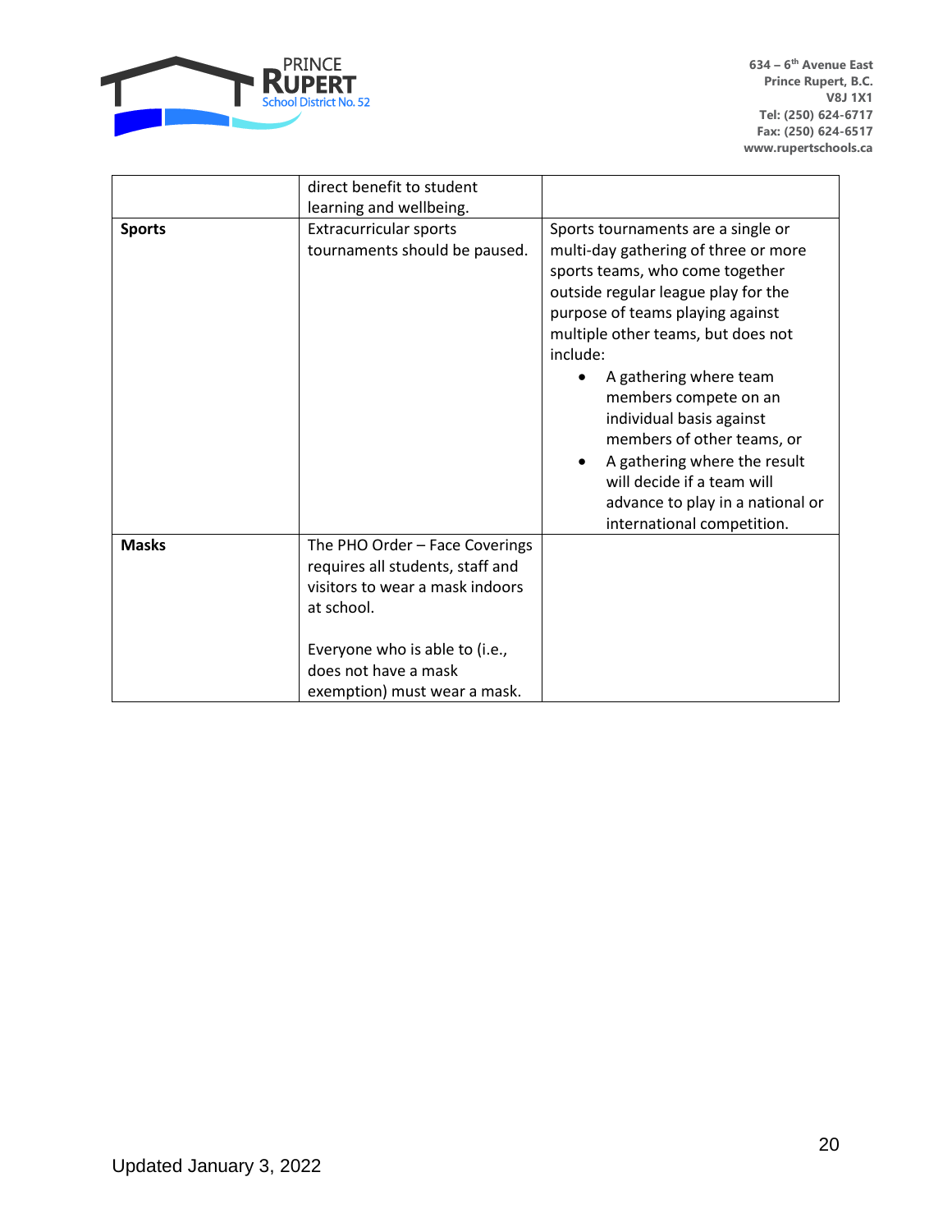| | | |
|---|---|---|
| | direct benefit to student learning and wellbeing. | |
| **Sports** | Extracurricular sports tournaments should be paused. | Sports tournaments are a single or multi-day gathering of three or more sports teams, who come together outside regular league play for the purpose of teams playing against multiple other teams, but does not include:<br>• A gathering where team members compete on an individual basis against members of other teams, or<br>• A gathering where the result will decide if a team will advance to play in a national or international competition. |
| **Masks** | The PHO Order – Face Coverings requires all students, staff and visitors to wear a mask indoors at school.<br><br>Everyone who is able to (i.e., does not have a mask exemption) must wear a mask. | |

Updated January 3, 2022